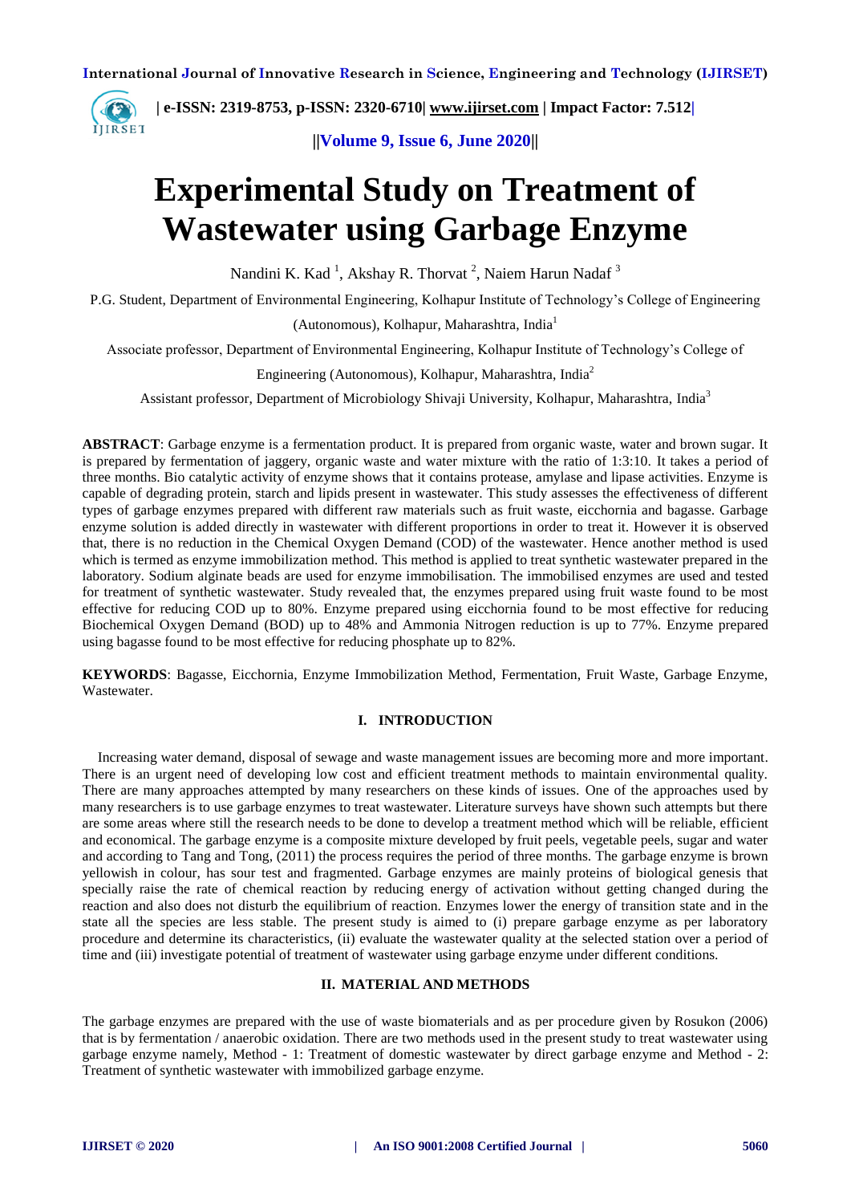# Experimental Study on Treatment of Wastewater using Garbage Enzyme

Nandini K. Kad [1], Akshay R. Thorvat [2], Naiem Harun Nadaf [3]

P.G. Student, Department of Environmental Engineering, Kolhapur Institute of Technology's College of Engineering (Autonomous), Kolhapur, Maharashtra, India[1]

Associate professor, Department of Environmental Engineering, Kolhapur Institute of Technology's College of Engineering (Autonomous), Kolhapur, Maharashtra, India[2]

Assistant professor, Department of Microbiology Shivaji University, Kolhapur, Maharashtra, India[3]

**ABSTRACT**: Garbage enzyme is a fermentation product. It is prepared from organic waste, water and brown sugar. It is prepared by fermentation of jaggery, organic waste and water mixture with the ratio of 1:3:10. It takes a period of three months. Bio catalytic activity of enzyme shows that it contains protease, amylase and lipase activities. Enzyme is capable of degrading protein, starch and lipids present in wastewater. This study assesses the effectiveness of different types of garbage enzymes prepared with different raw materials such as fruit waste, eicchornia and bagasse. Garbage enzyme solution is added directly in wastewater with different proportions in order to treat it. However it is observed that, there is no reduction in the Chemical Oxygen Demand (COD) of the wastewater. Hence another method is used which is termed as enzyme immobilization method. This method is applied to treat synthetic wastewater prepared in the laboratory. Sodium alginate beads are used for enzyme immobilisation. The immobilised enzymes are used and tested for treatment of synthetic wastewater. Study revealed that, the enzymes prepared using fruit waste found to be most effective for reducing COD up to 80%. Enzyme prepared using eicchornia found to be most effective for reducing Biochemical Oxygen Demand (BOD) up to 48% and Ammonia Nitrogen reduction is up to 77%. Enzyme prepared using bagasse found to be most effective for reducing phosphate up to 82%.

**KEYWORDS**: Bagasse, Eicchornia, Enzyme Immobilization Method, Fermentation, Fruit Waste, Garbage Enzyme, Wastewater.

## I. INTRODUCTION

Increasing water demand, disposal of sewage and waste management issues are becoming more and more important. There is an urgent need of developing low cost and efficient treatment methods to maintain environmental quality. There are many approaches attempted by many researchers on these kinds of issues. One of the approaches used by many researchers is to use garbage enzymes to treat wastewater. Literature surveys have shown such attempts but there are some areas where still the research needs to be done to develop a treatment method which will be reliable, efficient and economical. The garbage enzyme is a composite mixture developed by fruit peels, vegetable peels, sugar and water and according to Tang and Tong, (2011) the process requires the period of three months. The garbage enzyme is brown yellowish in colour, has sour test and fragmented. Garbage enzymes are mainly proteins of biological genesis that specially raise the rate of chemical reaction by reducing energy of activation without getting changed during the reaction and also does not disturb the equilibrium of reaction. Enzymes lower the energy of transition state and in the state all the species are less stable. The present study is aimed to (i) prepare garbage enzyme as per laboratory procedure and determine its characteristics, (ii) evaluate the wastewater quality at the selected station over a period of time and (iii) investigate potential of treatment of wastewater using garbage enzyme under different conditions.

## II. MATERIAL AND METHODS

The garbage enzymes are prepared with the use of waste biomaterials and as per procedure given by Rosukon (2006) that is by fermentation / anaerobic oxidation. There are two methods used in the present study to treat wastewater using garbage enzyme namely, Method - 1: Treatment of domestic wastewater by direct garbage enzyme and Method - 2: Treatment of synthetic wastewater with immobilized garbage enzyme.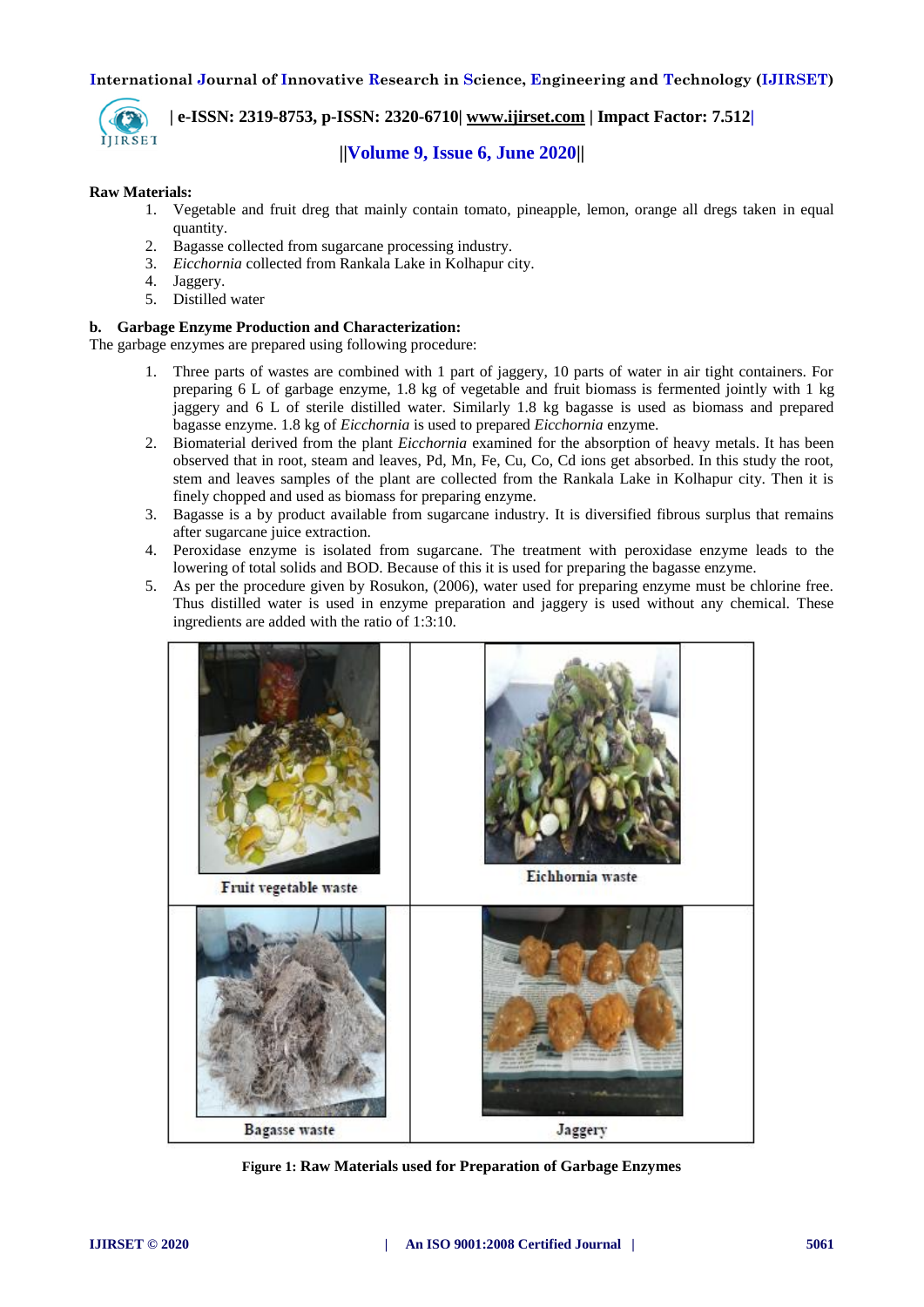**Raw Materials:**

1. Vegetable and fruit dreg that mainly contain tomato, pineapple, lemon, orange all dregs taken in equal quantity.
2. Bagasse collected from sugarcane processing industry.
3. *Eicchornia* collected from Rankala Lake in Kolhapur city.
4. Jaggery.
5. Distilled water

**b. Garbage Enzyme Production and Characterization:**

The garbage enzymes are prepared using following procedure:

1. Three parts of wastes are combined with 1 part of jaggery, 10 parts of water in air tight containers. For preparing 6 L of garbage enzyme, 1.8 kg of vegetable and fruit biomass is fermented jointly with 1 kg jaggery and 6 L of sterile distilled water. Similarly 1.8 kg bagasse is used as biomass and prepared bagasse enzyme. 1.8 kg of *Eicchornia* is used to prepared *Eicchornia* enzyme.
2. Biomaterial derived from the plant *Eicchornia* examined for the absorption of heavy metals. It has been observed that in root, steam and leaves, Pd, Mn, Fe, Cu, Co, Cd ions get absorbed. In this study the root, stem and leaves samples of the plant are collected from the Rankala Lake in Kolhapur city. Then it is finely chopped and used as biomass for preparing enzyme.
3. Bagasse is a by product available from sugarcane industry. It is diversified fibrous surplus that remains after sugarcane juice extraction.
4. Peroxidase enzyme is isolated from sugarcane. The treatment with peroxidase enzyme leads to the lowering of total solids and BOD. Because of this it is used for preparing the bagasse enzyme.
5. As per the procedure given by Rosukon, (2006), water used for preparing enzyme must be chlorine free. Thus distilled water is used in enzyme preparation and jaggery is used without any chemical. These ingredients are added with the ratio of 1:3:10.

| Fruit vegetable waste | Eichhornia waste |
|---|---|
| Bagasse waste | Jaggery |

**Figure 1: Raw Materials used for Preparation of Garbage Enzymes**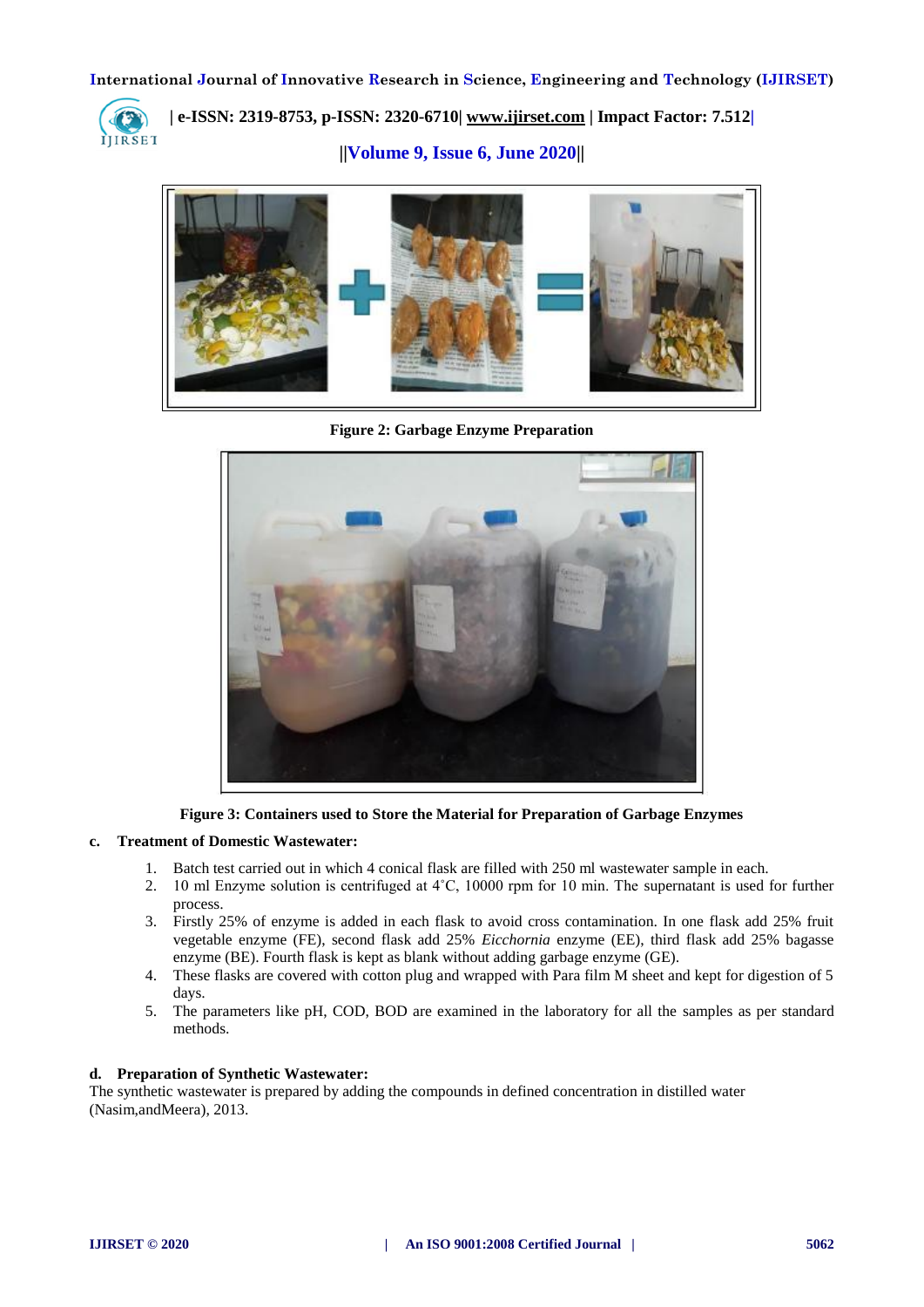Figure 2: Garbage Enzyme Preparation

Figure 3: Containers used to Store the Material for Preparation of Garbage Enzymes

**c. Treatment of Domestic Wastewater:**

1. Batch test carried out in which 4 conical flask are filled with 250 ml wastewater sample in each.
2. 10 ml Enzyme solution is centrifuged at 4˚C, 10000 rpm for 10 min. The supernatant is used for further process.
3. Firstly 25% of enzyme is added in each flask to avoid cross contamination. In one flask add 25% fruit vegetable enzyme (FE), second flask add 25% *Eicchornia* enzyme (EE), third flask add 25% bagasse enzyme (BE). Fourth flask is kept as blank without adding garbage enzyme (GE).
4. These flasks are covered with cotton plug and wrapped with Para film M sheet and kept for digestion of 5 days.
5. The parameters like pH, COD, BOD are examined in the laboratory for all the samples as per standard methods.

**d. Preparation of Synthetic Wastewater:**

The synthetic wastewater is prepared by adding the compounds in defined concentration in distilled water (Nasim,andMeera), 2013.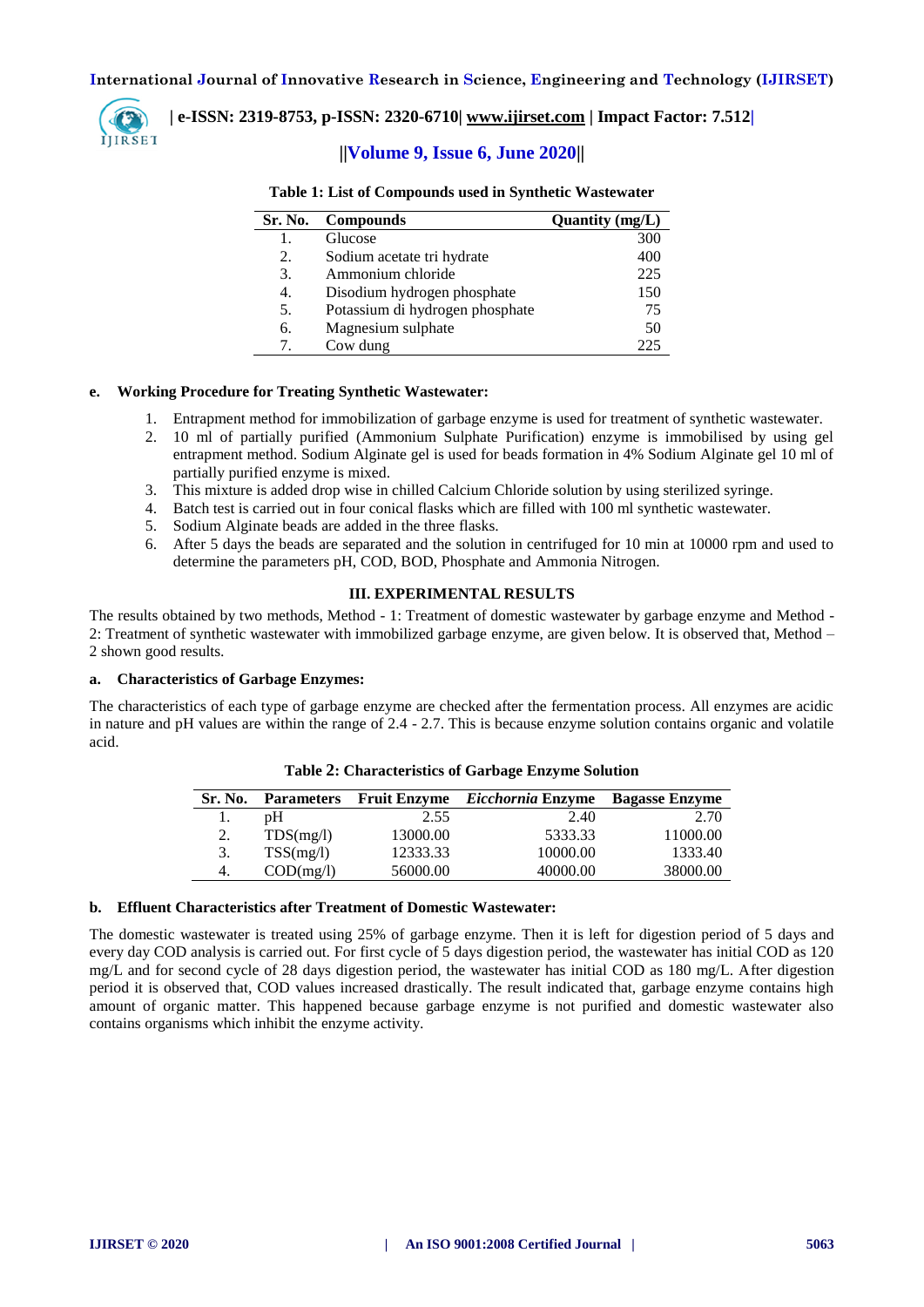**Table 1: List of Compounds used in Synthetic Wastewater**

| Sr. No. | Compounds | Quantity (mg/L) |
|---|---|---|
| 1. | Glucose | 300 |
| 2. | Sodium acetate tri hydrate | 400 |
| 3. | Ammonium chloride | 225 |
| 4. | Disodium hydrogen phosphate | 150 |
| 5. | Potassium di hydrogen phosphate | 75 |
| 6. | Magnesium sulphate | 50 |
| 7. | Cow dung | 225 |

**e. Working Procedure for Treating Synthetic Wastewater:**

1. Entrapment method for immobilization of garbage enzyme is used for treatment of synthetic wastewater.
2. 10 ml of partially purified (Ammonium Sulphate Purification) enzyme is immobilised by using gel entrapment method. Sodium Alginate gel is used for beads formation in 4% Sodium Alginate gel 10 ml of partially purified enzyme is mixed.
3. This mixture is added drop wise in chilled Calcium Chloride solution by using sterilized syringe.
4. Batch test is carried out in four conical flasks which are filled with 100 ml synthetic wastewater.
5. Sodium Alginate beads are added in the three flasks.
6. After 5 days the beads are separated and the solution in centrifuged for 10 min at 10000 rpm and used to determine the parameters pH, COD, BOD, Phosphate and Ammonia Nitrogen.

## III. EXPERIMENTAL RESULTS

The results obtained by two methods, Method - 1: Treatment of domestic wastewater by garbage enzyme and Method - 2: Treatment of synthetic wastewater with immobilized garbage enzyme, are given below. It is observed that, Method – 2 shown good results.

**a. Characteristics of Garbage Enzymes:**

The characteristics of each type of garbage enzyme are checked after the fermentation process. All enzymes are acidic in nature and pH values are within the range of 2.4 - 2.7. This is because enzyme solution contains organic and volatile acid.

**Table 2: Characteristics of Garbage Enzyme Solution**

| Sr. No. | Parameters | Fruit Enzyme | *Eicchornia* Enzyme | Bagasse Enzyme |
|---|---|---|---|---|
| 1. | pH | 2.55 | 2.40 | 2.70 |
| 2. | TDS(mg/l) | 13000.00 | 5333.33 | 11000.00 |
| 3. | TSS(mg/l) | 12333.33 | 10000.00 | 1333.40 |
| 4. | COD(mg/l) | 56000.00 | 40000.00 | 38000.00 |

**b. Effluent Characteristics after Treatment of Domestic Wastewater:**

The domestic wastewater is treated using 25% of garbage enzyme. Then it is left for digestion period of 5 days and every day COD analysis is carried out. For first cycle of 5 days digestion period, the wastewater has initial COD as 120 mg/L and for second cycle of 28 days digestion period, the wastewater has initial COD as 180 mg/L. After digestion period it is observed that, COD values increased drastically. The result indicated that, garbage enzyme contains high amount of organic matter. This happened because garbage enzyme is not purified and domestic wastewater also contains organisms which inhibit the enzyme activity.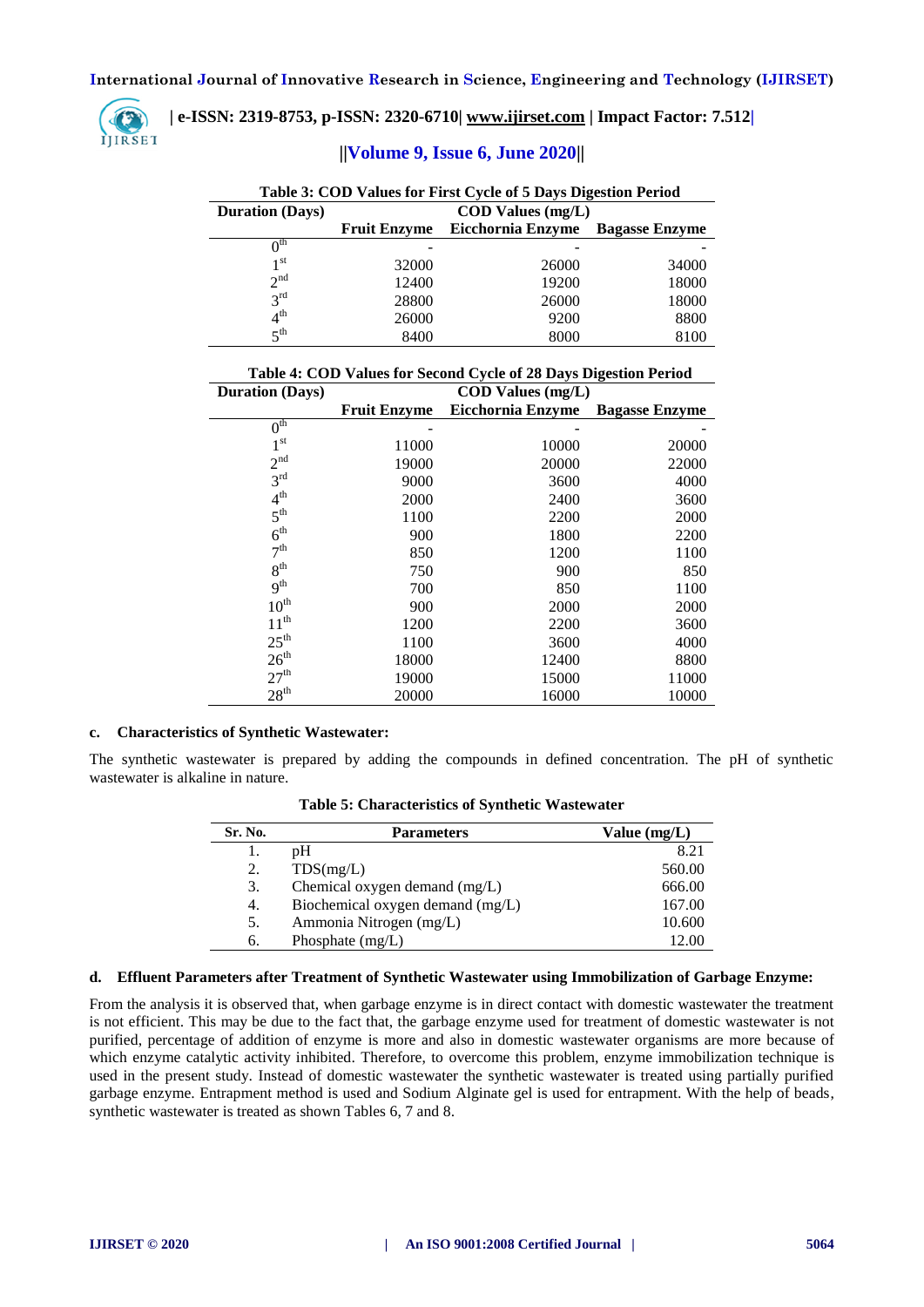**Table 3: COD Values for First Cycle of 5 Days Digestion Period**

| Duration (Days) | COD Values (mg/L) | | |
|---|---|---|---|
| | Fruit Enzyme | Eicchornia Enzyme | Bagasse Enzyme |
| $0^{th}$ | - | - | - |
| $1^{st}$ | 32000 | 26000 | 34000 |
| $2^{nd}$ | 12400 | 19200 | 18000 |
| $3^{rd}$ | 28800 | 26000 | 18000 |
| $4^{th}$ | 26000 | 9200 | 8800 |
| $5^{th}$ | 8400 | 8000 | 8100 |

**Table 4: COD Values for Second Cycle of 28 Days Digestion Period**

| Duration (Days) | COD Values (mg/L) | | |
|---|---|---|---|
| | Fruit Enzyme | Eicchornia Enzyme | Bagasse Enzyme |
| $0^{th}$ | - | - | - |
| $1^{st}$ | 11000 | 10000 | 20000 |
| $2^{nd}$ | 19000 | 20000 | 22000 |
| $3^{rd}$ | 9000 | 3600 | 4000 |
| $4^{th}$ | 2000 | 2400 | 3600 |
| $5^{th}$ | 1100 | 2200 | 2000 |
| $6^{th}$ | 900 | 1800 | 2200 |
| $7^{th}$ | 850 | 1200 | 1100 |
| $8^{th}$ | 750 | 900 | 850 |
| $9^{th}$ | 700 | 850 | 1100 |
| $10^{th}$ | 900 | 2000 | 2000 |
| $11^{th}$ | 1200 | 2200 | 3600 |
| $25^{th}$ | 1100 | 3600 | 4000 |
| $26^{th}$ | 18000 | 12400 | 8800 |
| $27^{th}$ | 19000 | 15000 | 11000 |
| $28^{th}$ | 20000 | 16000 | 10000 |

**c. Characteristics of Synthetic Wastewater:**

The synthetic wastewater is prepared by adding the compounds in defined concentration. The pH of synthetic wastewater is alkaline in nature.

**Table 5: Characteristics of Synthetic Wastewater**

| Sr. No. | Parameters | Value (mg/L) |
|---|---|---|
| 1. | pH | 8.21 |
| 2. | TDS(mg/L) | 560.00 |
| 3. | Chemical oxygen demand (mg/L) | 666.00 |
| 4. | Biochemical oxygen demand (mg/L) | 167.00 |
| 5. | Ammonia Nitrogen (mg/L) | 10.600 |
| 6. | Phosphate (mg/L) | 12.00 |

**d. Effluent Parameters after Treatment of Synthetic Wastewater using Immobilization of Garbage Enzyme:**

From the analysis it is observed that, when garbage enzyme is in direct contact with domestic wastewater the treatment is not efficient. This may be due to the fact that, the garbage enzyme used for treatment of domestic wastewater is not purified, percentage of addition of enzyme is more and also in domestic wastewater organisms are more because of which enzyme catalytic activity inhibited. Therefore, to overcome this problem, enzyme immobilization technique is used in the present study. Instead of domestic wastewater the synthetic wastewater is treated using partially purified garbage enzyme. Entrapment method is used and Sodium Alginate gel is used for entrapment. With the help of beads, synthetic wastewater is treated as shown Tables 6, 7 and 8.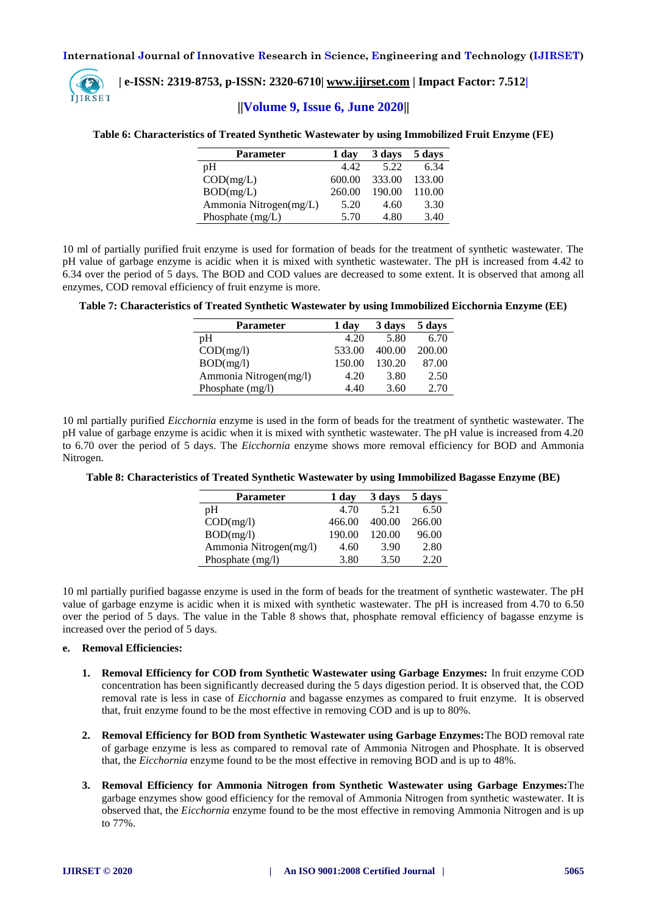**Table 6: Characteristics of Treated Synthetic Wastewater by using Immobilized Fruit Enzyme (FE)**

| Parameter | 1 day | 3 days | 5 days |
|---|---|---|---|
| pH | 4.42 | 5.22 | 6.34 |
| COD(mg/L) | 600.00 | 333.00 | 133.00 |
| BOD(mg/L) | 260.00 | 190.00 | 110.00 |
| Ammonia Nitrogen(mg/L) | 5.20 | 4.60 | 3.30 |
| Phosphate (mg/L) | 5.70 | 4.80 | 3.40 |

10 ml of partially purified fruit enzyme is used for formation of beads for the treatment of synthetic wastewater. The pH value of garbage enzyme is acidic when it is mixed with synthetic wastewater. The pH is increased from 4.42 to 6.34 over the period of 5 days. The BOD and COD values are decreased to some extent. It is observed that among all enzymes, COD removal efficiency of fruit enzyme is more.

**Table 7: Characteristics of Treated Synthetic Wastewater by using Immobilized Eicchornia Enzyme (EE)**

| Parameter | 1 day | 3 days | 5 days |
|---|---|---|---|
| pH | 4.20 | 5.80 | 6.70 |
| COD(mg/l) | 533.00 | 400.00 | 200.00 |
| BOD(mg/l) | 150.00 | 130.20 | 87.00 |
| Ammonia Nitrogen(mg/l) | 4.20 | 3.80 | 2.50 |
| Phosphate (mg/l) | 4.40 | 3.60 | 2.70 |

10 ml partially purified *Eicchornia* enzyme is used in the form of beads for the treatment of synthetic wastewater. The pH value of garbage enzyme is acidic when it is mixed with synthetic wastewater. The pH value is increased from 4.20 to 6.70 over the period of 5 days. The *Eicchornia* enzyme shows more removal efficiency for BOD and Ammonia Nitrogen.

**Table 8: Characteristics of Treated Synthetic Wastewater by using Immobilized Bagasse Enzyme (BE)**

| Parameter | 1 day | 3 days | 5 days |
|---|---|---|---|
| pH | 4.70 | 5.21 | 6.50 |
| COD(mg/l) | 466.00 | 400.00 | 266.00 |
| BOD(mg/l) | 190.00 | 120.00 | 96.00 |
| Ammonia Nitrogen(mg/l) | 4.60 | 3.90 | 2.80 |
| Phosphate (mg/l) | 3.80 | 3.50 | 2.20 |

10 ml partially purified bagasse enzyme is used in the form of beads for the treatment of synthetic wastewater. The pH value of garbage enzyme is acidic when it is mixed with synthetic wastewater. The pH is increased from 4.70 to 6.50 over the period of 5 days. The value in the Table 8 shows that, phosphate removal efficiency of bagasse enzyme is increased over the period of 5 days.

**e. Removal Efficiencies:**

1. **Removal Efficiency for COD from Synthetic Wastewater using Garbage Enzymes:** In fruit enzyme COD concentration has been significantly decreased during the 5 days digestion period. It is observed that, the COD removal rate is less in case of *Eicchornia* and bagasse enzymes as compared to fruit enzyme. It is observed that, fruit enzyme found to be the most effective in removing COD and is up to 80%.

2. **Removal Efficiency for BOD from Synthetic Wastewater using Garbage Enzymes:** The BOD removal rate of garbage enzyme is less as compared to removal rate of Ammonia Nitrogen and Phosphate. It is observed that, the *Eicchornia* enzyme found to be the most effective in removing BOD and is up to 48%.

3. **Removal Efficiency for Ammonia Nitrogen from Synthetic Wastewater using Garbage Enzymes:** The garbage enzymes show good efficiency for the removal of Ammonia Nitrogen from synthetic wastewater. It is observed that, the *Eicchornia* enzyme found to be the most effective in removing Ammonia Nitrogen and is up to 77%.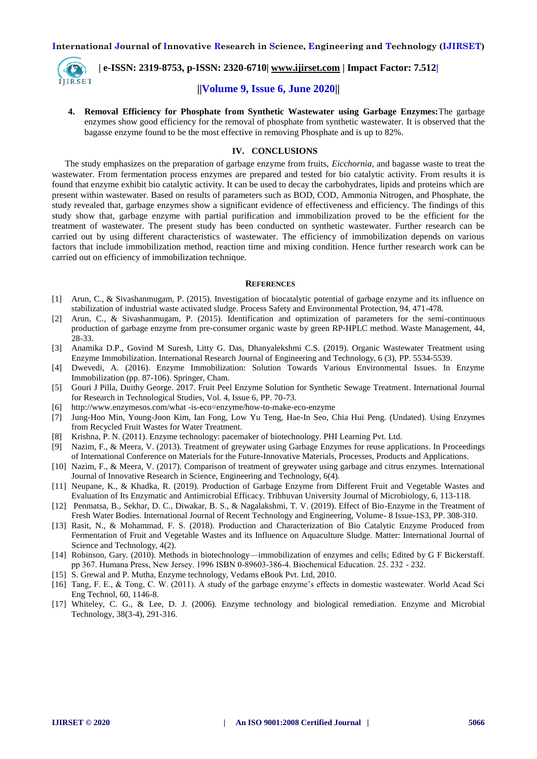4. **Removal Efficiency for Phosphate from Synthetic Wastewater using Garbage Enzymes:** The garbage enzymes show good efficiency for the removal of phosphate from synthetic wastewater. It is observed that the bagasse enzyme found to be the most effective in removing Phosphate and is up to 82%.

## IV. CONCLUSIONS

The study emphasizes on the preparation of garbage enzyme from fruits, *Eicchornia*, and bagasse waste to treat the wastewater. From fermentation process enzymes are prepared and tested for bio catalytic activity. From results it is found that enzyme exhibit bio catalytic activity. It can be used to decay the carbohydrates, lipids and proteins which are present within wastewater. Based on results of parameters such as BOD, COD, Ammonia Nitrogen, and Phosphate, the study revealed that, garbage enzymes show a significant evidence of effectiveness and efficiency. The findings of this study show that, garbage enzyme with partial purification and immobilization proved to be the efficient for the treatment of wastewater. The present study has been conducted on synthetic wastewater. Further research can be carried out by using different characteristics of wastewater. The efficiency of immobilization depends on various factors that include immobilization method, reaction time and mixing condition. Hence further research work can be carried out on efficiency of immobilization technique.

## REFERENCES

[1] Arun, C., & Sivashanmugam, P. (2015). Investigation of biocatalytic potential of garbage enzyme and its influence on stabilization of industrial waste activated sludge. Process Safety and Environmental Protection, 94, 471-478.

[2] Arun, C., & Sivashanmugam, P. (2015). Identification and optimization of parameters for the semi-continuous production of garbage enzyme from pre-consumer organic waste by green RP-HPLC method. Waste Management, 44, 28-33.

[3] Anamika D.P., Govind M Suresh, Litty G. Das, Dhanyalekshmi C.S. (2019). Organic Wastewater Treatment using Enzyme Immobilization. International Research Journal of Engineering and Technology, 6 (3), PP. 5534-5539.

[4] Dwevedi, A. (2016). Enzyme Immobilization: Solution Towards Various Environmental Issues. In Enzyme Immobilization (pp. 87-106). Springer, Cham.

[5] Gouri J Pilla, Duithy George. 2017. Fruit Peel Enzyme Solution for Synthetic Sewage Treatment. International Journal for Research in Technological Studies, Vol. 4, Issue 6, PP. 70-73.

[6] http://www.enzymesos.com/what -is-eco=enzyme/how-to-make-eco-enzyme

[7] Jung-Hoo Min, Young-Joon Kim, Ian Fong, Low Yu Teng, Hae-In Seo, Chia Hui Peng. (Undated). Using Enzymes from Recycled Fruit Wastes for Water Treatment.

[8] Krishna, P. N. (2011). Enzyme technology: pacemaker of biotechnology. PHI Learning Pvt. Ltd.

[9] Nazim, F., & Meera, V. (2013). Treatment of greywater using Garbage Enzymes for reuse applications. In Proceedings of International Conference on Materials for the Future-Innovative Materials, Processes, Products and Applications.

[10] Nazim, F., & Meera, V. (2017). Comparison of treatment of greywater using garbage and citrus enzymes. International Journal of Innovative Research in Science, Engineering and Technology, 6(4).

[11] Neupane, K., & Khadka, R. (2019). Production of Garbage Enzyme from Different Fruit and Vegetable Wastes and Evaluation of Its Enzymatic and Antimicrobial Efficacy. Tribhuvan University Journal of Microbiology, 6, 113-118.

[12] Penmatsa, B., Sekhar, D. C., Diwakar, B. S., & Nagalakshmi, T. V. (2019). Effect of Bio-Enzyme in the Treatment of Fresh Water Bodies. International Journal of Recent Technology and Engineering, Volume- 8 Issue-1S3, PP. 308-310.

[13] Rasit, N., & Mohammad, F. S. (2018). Production and Characterization of Bio Catalytic Enzyme Produced from Fermentation of Fruit and Vegetable Wastes and its Influence on Aquaculture Sludge. Matter: International Journal of Science and Technology, 4(2).

[14] Robinson, Gary. (2010). Methods in biotechnology—immobilization of enzymes and cells; Edited by G F Bickerstaff. pp 367. Humana Press, New Jersey. 1996 ISBN 0-89603-386-4. Biochemical Education. 25. 232 - 232.

[15] S. Grewal and P. Mutha, Enzyme technology, Vedams eBook Pvt. Ltd, 2010.

[16] Tang, F. E., & Tong, C. W. (2011). A study of the garbage enzyme's effects in domestic wastewater. World Acad Sci Eng Technol, 60, 1146-8.

[17] Whiteley, C. G., & Lee, D. J. (2006). Enzyme technology and biological remediation. Enzyme and Microbial Technology, 38(3-4), 291-316.